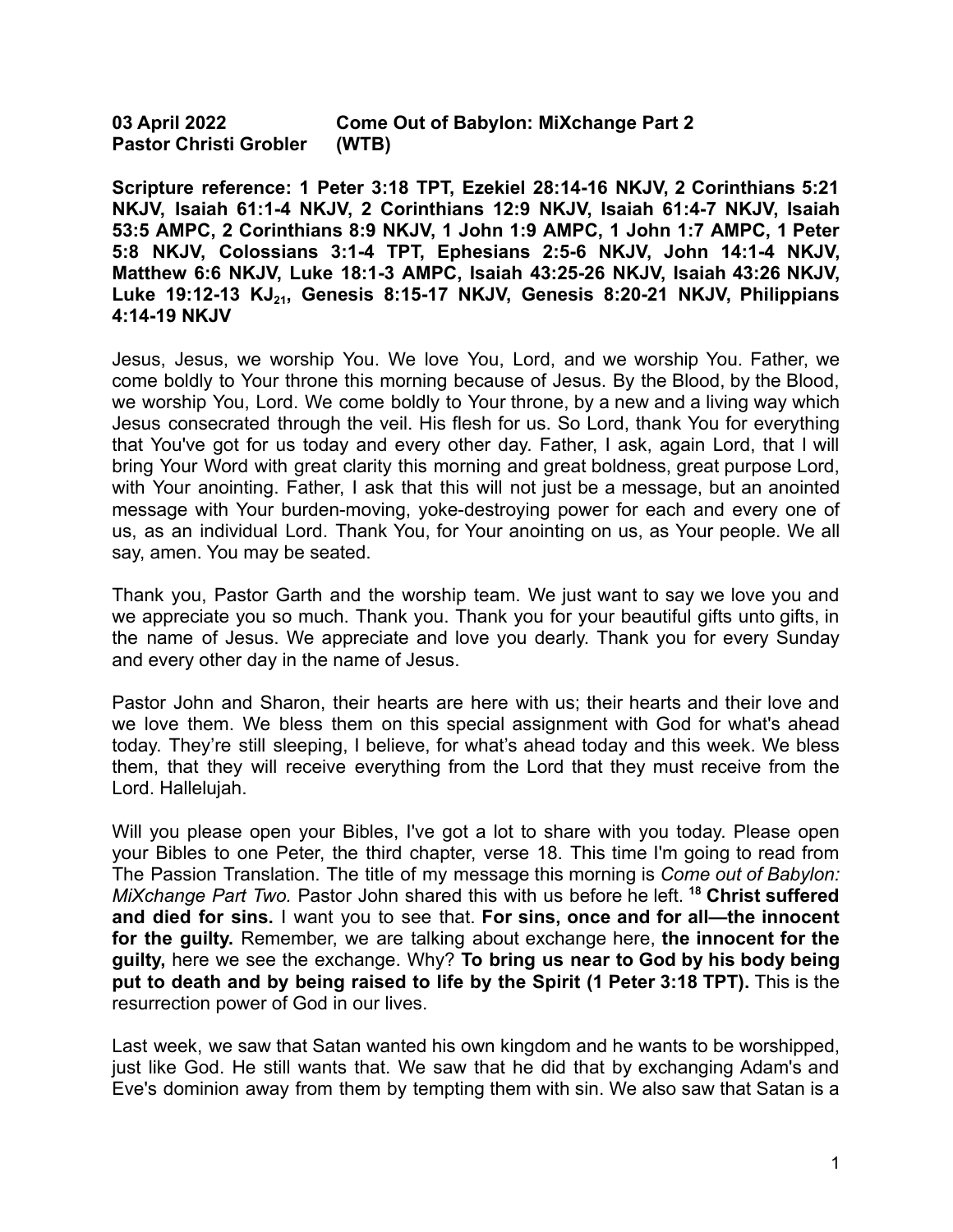**03 April 2022 Come Out of Babylon: MiXchange Part 2**
**Pastor Christi Grobler (WTB)**

**Scripture reference: 1 Peter 3:18 TPT, Ezekiel 28:14-16 NKJV, 2 Corinthians 5:21 NKJV, Isaiah 61:1-4 NKJV, 2 Corinthians 12:9 NKJV, Isaiah 61:4-7 NKJV, Isaiah 53:5 AMPC, 2 Corinthians 8:9 NKJV, 1 John 1:9 AMPC, 1 John 1:7 AMPC, 1 Peter 5:8 NKJV, Colossians 3:1-4 TPT, Ephesians 2:5-6 NKJV, John 14:1-4 NKJV, Matthew 6:6 NKJV, Luke 18:1-3 AMPC, Isaiah 43:25-26 NKJV, Isaiah 43:26 NKJV, Luke 19:12-13 $KJ_{21}$, Genesis 8:15-17 NKJV, Genesis 8:20-21 NKJV, Philippians 4:14-19 NKJV**

Jesus, Jesus, we worship You. We love You, Lord, and we worship You. Father, we come boldly to Your throne this morning because of Jesus. By the Blood, by the Blood, we worship You, Lord. We come boldly to Your throne, by a new and a living way which Jesus consecrated through the veil. His flesh for us. So Lord, thank You for everything that You've got for us today and every other day. Father, I ask, again Lord, that I will bring Your Word with great clarity this morning and great boldness, great purpose Lord, with Your anointing. Father, I ask that this will not just be a message, but an anointed message with Your burden-moving, yoke-destroying power for each and every one of us, as an individual Lord. Thank You, for Your anointing on us, as Your people. We all say, amen. You may be seated.

Thank you, Pastor Garth and the worship team. We just want to say we love you and we appreciate you so much. Thank you. Thank you for your beautiful gifts unto gifts, in the name of Jesus. We appreciate and love you dearly. Thank you for every Sunday and every other day in the name of Jesus.

Pastor John and Sharon, their hearts are here with us; their hearts and their love and we love them. We bless them on this special assignment with God for what's ahead today. They're still sleeping, I believe, for what's ahead today and this week. We bless them, that they will receive everything from the Lord that they must receive from the Lord. Hallelujah.

Will you please open your Bibles, I've got a lot to share with you today. Please open your Bibles to one Peter, the third chapter, verse 18. This time I'm going to read from The Passion Translation. The title of my message this morning is *Come out of Babylon: MiXchange Part Two.* Pastor John shared this with us before he left. [18] **Christ suffered and died for sins.** I want you to see that. **For sins, once and for all—the innocent for the guilty.** Remember, we are talking about exchange here, **the innocent for the guilty,** here we see the exchange. Why? **To bring us near to God by his body being put to death and by being raised to life by the Spirit (1 Peter 3:18 TPT).** This is the resurrection power of God in our lives.

Last week, we saw that Satan wanted his own kingdom and he wants to be worshipped, just like God. He still wants that. We saw that he did that by exchanging Adam's and Eve's dominion away from them by tempting them with sin. We also saw that Satan is a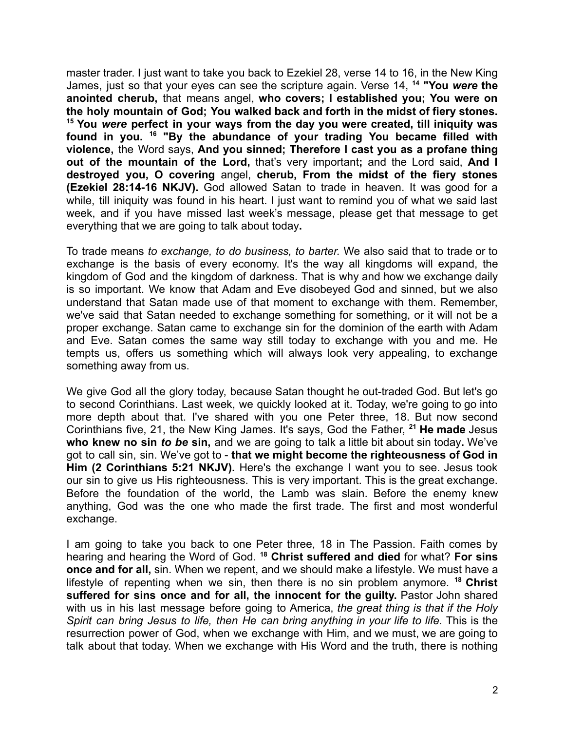master trader. I just want to take you back to Ezekiel 28, verse 14 to 16, in the New King James, just so that your eyes can see the scripture again. Verse 14, **[14] "You *were* the anointed cherub,** that means angel, **who covers; I established you; You were on the holy mountain of God; You walked back and forth in the midst of fiery stones. [15] You *were* perfect in your ways from the day you were created, till iniquity was found in you. [16] "By the abundance of your trading You became filled with violence,** the Word says, **And you sinned; Therefore I cast you as a profane thing out of the mountain of the Lord,** that's very important**;** and the Lord said, **And I destroyed you, O covering** angel, **cherub, From the midst of the fiery stones (Ezekiel 28:14-16 NKJV).** God allowed Satan to trade in heaven. It was good for a while, till iniquity was found in his heart. I just want to remind you of what we said last week, and if you have missed last week's message, please get that message to get everything that we are going to talk about today**.**

To trade means *to exchange, to do business, to barter.* We also said that to trade or to exchange is the basis of every economy. It's the way all kingdoms will expand, the kingdom of God and the kingdom of darkness. That is why and how we exchange daily is so important. We know that Adam and Eve disobeyed God and sinned, but we also understand that Satan made use of that moment to exchange with them. Remember, we've said that Satan needed to exchange something for something, or it will not be a proper exchange. Satan came to exchange sin for the dominion of the earth with Adam and Eve. Satan comes the same way still today to exchange with you and me. He tempts us, offers us something which will always look very appealing, to exchange something away from us.

We give God all the glory today, because Satan thought he out-traded God. But let's go to second Corinthians. Last week, we quickly looked at it. Today, we're going to go into more depth about that. I've shared with you one Peter three, 18. But now second Corinthians five, 21, the New King James. It's says, God the Father, **[21] He made** Jesus **who knew no sin *to be* sin,** and we are going to talk a little bit about sin today**.** We've got to call sin, sin. We've got to - **that we might become the righteousness of God in Him (2 Corinthians 5:21 NKJV).** Here's the exchange I want you to see. Jesus took our sin to give us His righteousness. This is very important. This is the great exchange. Before the foundation of the world, the Lamb was slain. Before the enemy knew anything, God was the one who made the first trade. The first and most wonderful exchange.

I am going to take you back to one Peter three, 18 in The Passion. Faith comes by hearing and hearing the Word of God. **[18] Christ suffered and died** for what? **For sins once and for all,** sin. When we repent, and we should make a lifestyle. We must have a lifestyle of repenting when we sin, then there is no sin problem anymore. **[18] Christ suffered for sins once and for all, the innocent for the guilty.** Pastor John shared with us in his last message before going to America, *the great thing is that if the Holy Spirit can bring Jesus to life, then He can bring anything in your life to life.* This is the resurrection power of God, when we exchange with Him, and we must, we are going to talk about that today. When we exchange with His Word and the truth, there is nothing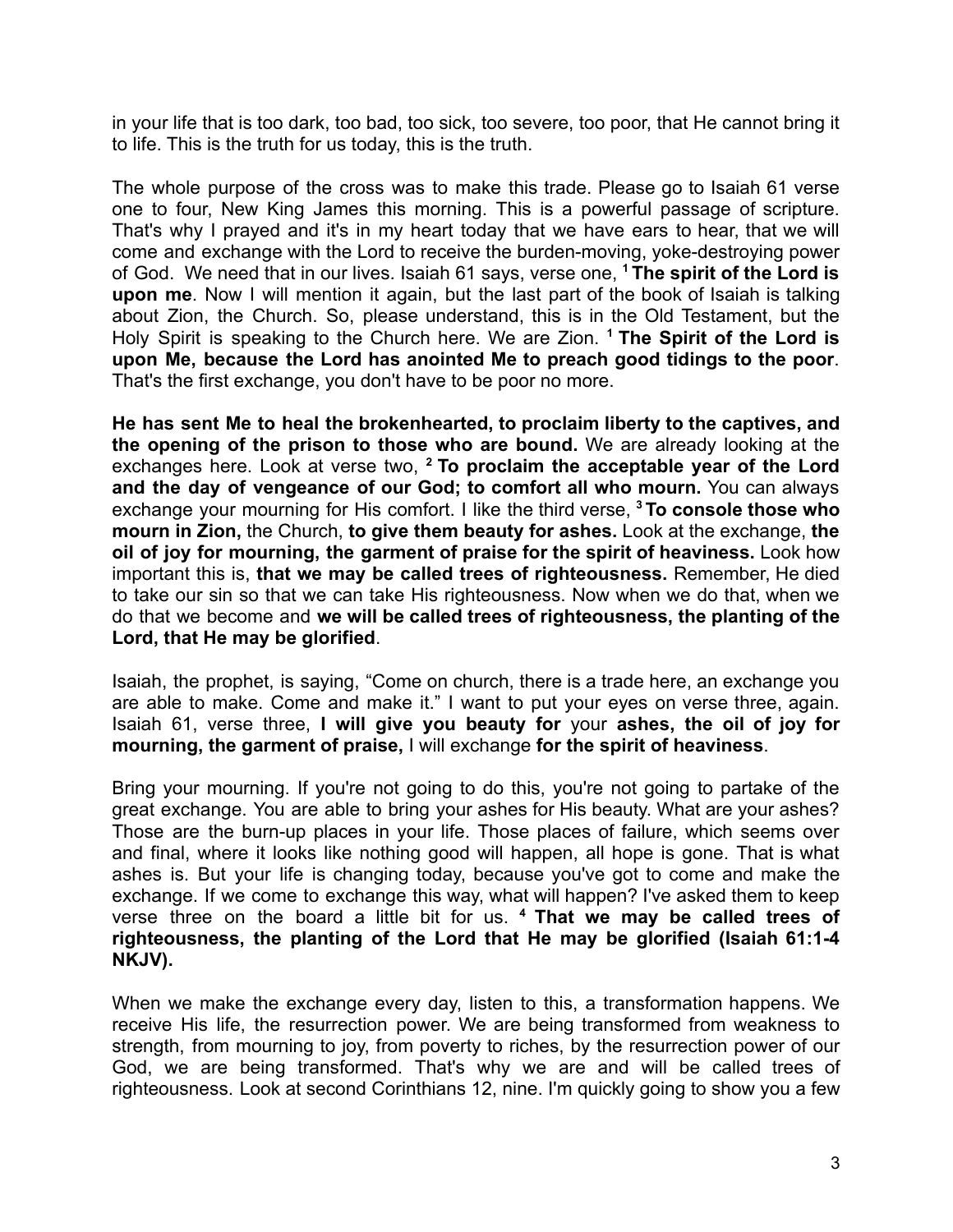in your life that is too dark, too bad, too sick, too severe, too poor, that He cannot bring it to life. This is the truth for us today, this is the truth.

The whole purpose of the cross was to make this trade. Please go to Isaiah 61 verse one to four, New King James this morning. This is a powerful passage of scripture. That's why I prayed and it's in my heart today that we have ears to hear, that we will come and exchange with the Lord to receive the burden-moving, yoke-destroying power of God. We need that in our lives. Isaiah 61 says, verse one, [1] **The spirit of the Lord is upon me**. Now I will mention it again, but the last part of the book of Isaiah is talking about Zion, the Church. So, please understand, this is in the Old Testament, but the Holy Spirit is speaking to the Church here. We are Zion. [1] **The Spirit of the Lord is upon Me, because the Lord has anointed Me to preach good tidings to the poor**. That's the first exchange, you don't have to be poor no more.

**He has sent Me to heal the brokenhearted, to proclaim liberty to the captives, and the opening of the prison to those who are bound.** We are already looking at the exchanges here. Look at verse two, [2] **To proclaim the acceptable year of the Lord and the day of vengeance of our God; to comfort all who mourn.** You can always exchange your mourning for His comfort. I like the third verse, [3] **To console those who mourn in Zion,** the Church, **to give them beauty for ashes.** Look at the exchange, **the oil of joy for mourning, the garment of praise for the spirit of heaviness.** Look how important this is, **that we may be called trees of righteousness.** Remember, He died to take our sin so that we can take His righteousness. Now when we do that, when we do that we become and **we will be called trees of righteousness, the planting of the Lord, that He may be glorified**.

Isaiah, the prophet, is saying, "Come on church, there is a trade here, an exchange you are able to make. Come and make it." I want to put your eyes on verse three, again. Isaiah 61, verse three, **I will give you beauty for** your **ashes, the oil of joy for mourning, the garment of praise,** I will exchange **for the spirit of heaviness**.

Bring your mourning. If you're not going to do this, you're not going to partake of the great exchange. You are able to bring your ashes for His beauty. What are your ashes? Those are the burn-up places in your life. Those places of failure, which seems over and final, where it looks like nothing good will happen, all hope is gone. That is what ashes is. But your life is changing today, because you've got to come and make the exchange. If we come to exchange this way, what will happen? I've asked them to keep verse three on the board a little bit for us. [4] **That we may be called trees of righteousness, the planting of the Lord that He may be glorified (Isaiah 61:1-4 NKJV).**

When we make the exchange every day, listen to this, a transformation happens. We receive His life, the resurrection power. We are being transformed from weakness to strength, from mourning to joy, from poverty to riches, by the resurrection power of our God, we are being transformed. That's why we are and will be called trees of righteousness. Look at second Corinthians 12, nine. I'm quickly going to show you a few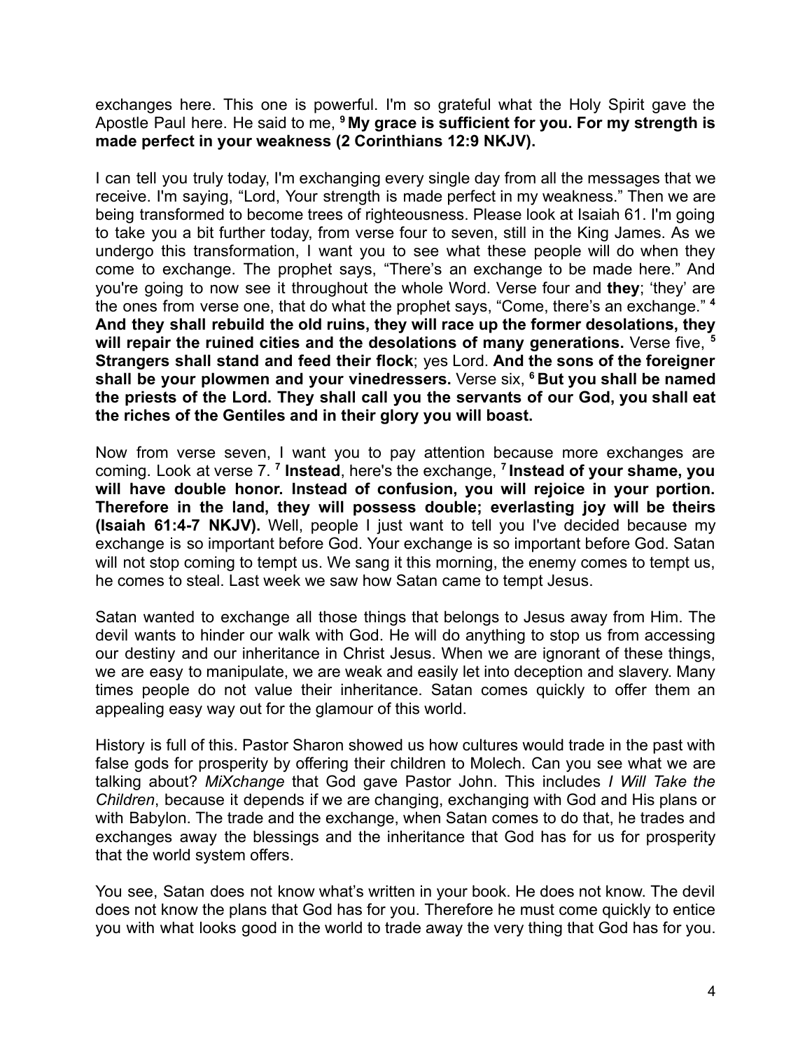exchanges here. This one is powerful. I'm so grateful what the Holy Spirit gave the Apostle Paul here. He said to me, [9] **My grace is sufficient for you. For my strength is made perfect in your weakness (2 Corinthians 12:9 NKJV).**

I can tell you truly today, I'm exchanging every single day from all the messages that we receive. I'm saying, "Lord, Your strength is made perfect in my weakness." Then we are being transformed to become trees of righteousness. Please look at Isaiah 61. I'm going to take you a bit further today, from verse four to seven, still in the King James. As we undergo this transformation, I want you to see what these people will do when they come to exchange. The prophet says, "There's an exchange to be made here." And you're going to now see it throughout the whole Word. Verse four and **they**; 'they' are the ones from verse one, that do what the prophet says, "Come, there's an exchange." [4] **And they shall rebuild the old ruins, they will race up the former desolations, they will repair the ruined cities and the desolations of many generations.** Verse five, [5] **Strangers shall stand and feed their flock**; yes Lord. **And the sons of the foreigner shall be your plowmen and your vinedressers.** Verse six, [6] **But you shall be named the priests of the Lord. They shall call you the servants of our God, you shall eat the riches of the Gentiles and in their glory you will boast.**

Now from verse seven, I want you to pay attention because more exchanges are coming. Look at verse 7. [7] **Instead**, here's the exchange, [7] **Instead of your shame, you will have double honor. Instead of confusion, you will rejoice in your portion. Therefore in the land, they will possess double; everlasting joy will be theirs (Isaiah 61:4-7 NKJV).** Well, people I just want to tell you I've decided because my exchange is so important before God. Your exchange is so important before God. Satan will not stop coming to tempt us. We sang it this morning, the enemy comes to tempt us, he comes to steal. Last week we saw how Satan came to tempt Jesus.

Satan wanted to exchange all those things that belongs to Jesus away from Him. The devil wants to hinder our walk with God. He will do anything to stop us from accessing our destiny and our inheritance in Christ Jesus. When we are ignorant of these things, we are easy to manipulate, we are weak and easily let into deception and slavery. Many times people do not value their inheritance. Satan comes quickly to offer them an appealing easy way out for the glamour of this world.

History is full of this. Pastor Sharon showed us how cultures would trade in the past with false gods for prosperity by offering their children to Molech. Can you see what we are talking about? *MiXchange* that God gave Pastor John. This includes *I Will Take the Children*, because it depends if we are changing, exchanging with God and His plans or with Babylon. The trade and the exchange, when Satan comes to do that, he trades and exchanges away the blessings and the inheritance that God has for us for prosperity that the world system offers.

You see, Satan does not know what's written in your book. He does not know. The devil does not know the plans that God has for you. Therefore he must come quickly to entice you with what looks good in the world to trade away the very thing that God has for you.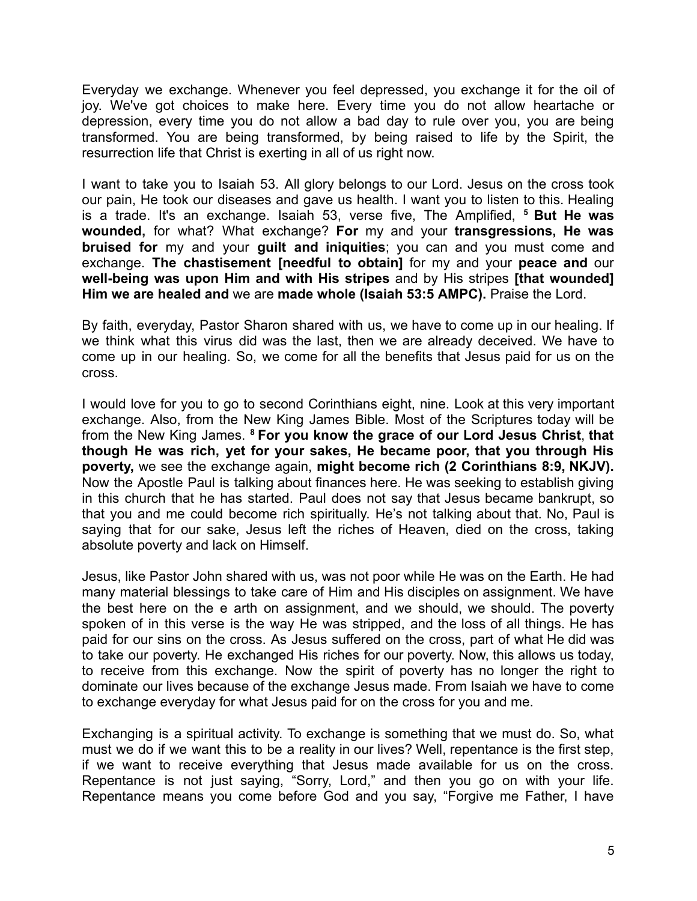Everyday we exchange. Whenever you feel depressed, you exchange it for the oil of joy. We've got choices to make here. Every time you do not allow heartache or depression, every time you do not allow a bad day to rule over you, you are being transformed. You are being transformed, by being raised to life by the Spirit, the resurrection life that Christ is exerting in all of us right now.

I want to take you to Isaiah 53. All glory belongs to our Lord. Jesus on the cross took our pain, He took our diseases and gave us health. I want you to listen to this. Healing is a trade. It's an exchange. Isaiah 53, verse five, The Amplified, [5] **But He was wounded,** for what? What exchange? **For** my and your **transgressions, He was bruised for** my and your **guilt and iniquities**; you can and you must come and exchange. **The chastisement [needful to obtain]** for my and your **peace and** our **well-being was upon Him and with His stripes** and by His stripes **[that wounded] Him we are healed and** we are **made whole (Isaiah 53:5 AMPC).** Praise the Lord.

By faith, everyday, Pastor Sharon shared with us, we have to come up in our healing. If we think what this virus did was the last, then we are already deceived. We have to come up in our healing. So, we come for all the benefits that Jesus paid for us on the cross.

I would love for you to go to second Corinthians eight, nine. Look at this very important exchange. Also, from the New King James Bible. Most of the Scriptures today will be from the New King James. [8] **For you know the grace of our Lord Jesus Christ**, **that though He was rich, yet for your sakes, He became poor, that you through His poverty,** we see the exchange again, **might become rich (2 Corinthians 8:9, NKJV).** Now the Apostle Paul is talking about finances here. He was seeking to establish giving in this church that he has started. Paul does not say that Jesus became bankrupt, so that you and me could become rich spiritually. He's not talking about that. No, Paul is saying that for our sake, Jesus left the riches of Heaven, died on the cross, taking absolute poverty and lack on Himself.

Jesus, like Pastor John shared with us, was not poor while He was on the Earth. He had many material blessings to take care of Him and His disciples on assignment. We have the best here on the e arth on assignment, and we should, we should. The poverty spoken of in this verse is the way He was stripped, and the loss of all things. He has paid for our sins on the cross. As Jesus suffered on the cross, part of what He did was to take our poverty. He exchanged His riches for our poverty. Now, this allows us today, to receive from this exchange. Now the spirit of poverty has no longer the right to dominate our lives because of the exchange Jesus made. From Isaiah we have to come to exchange everyday for what Jesus paid for on the cross for you and me.

Exchanging is a spiritual activity. To exchange is something that we must do. So, what must we do if we want this to be a reality in our lives? Well, repentance is the first step, if we want to receive everything that Jesus made available for us on the cross. Repentance is not just saying, "Sorry, Lord," and then you go on with your life. Repentance means you come before God and you say, "Forgive me Father, I have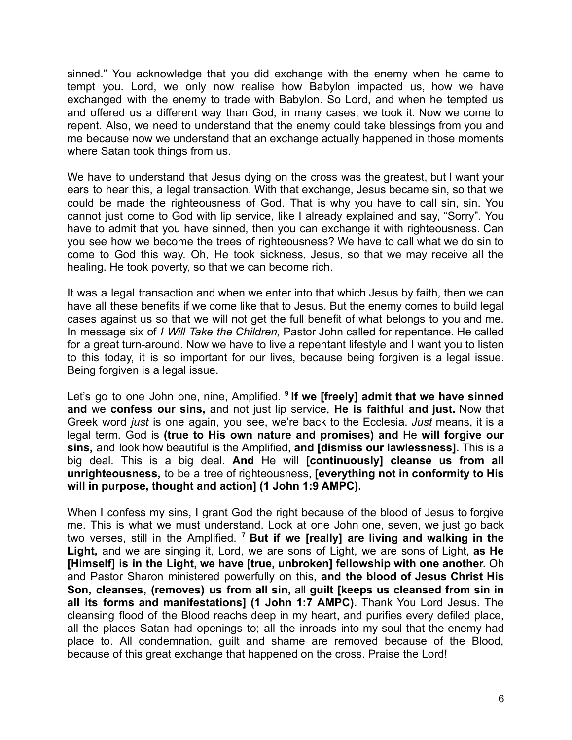sinned." You acknowledge that you did exchange with the enemy when he came to tempt you. Lord, we only now realise how Babylon impacted us, how we have exchanged with the enemy to trade with Babylon. So Lord, and when he tempted us and offered us a different way than God, in many cases, we took it. Now we come to repent. Also, we need to understand that the enemy could take blessings from you and me because now we understand that an exchange actually happened in those moments where Satan took things from us.

We have to understand that Jesus dying on the cross was the greatest, but I want your ears to hear this, a legal transaction. With that exchange, Jesus became sin, so that we could be made the righteousness of God. That is why you have to call sin, sin. You cannot just come to God with lip service, like I already explained and say, "Sorry". You have to admit that you have sinned, then you can exchange it with righteousness. Can you see how we become the trees of righteousness? We have to call what we do sin to come to God this way. Oh, He took sickness, Jesus, so that we may receive all the healing. He took poverty, so that we can become rich.

It was a legal transaction and when we enter into that which Jesus by faith, then we can have all these benefits if we come like that to Jesus. But the enemy comes to build legal cases against us so that we will not get the full benefit of what belongs to you and me. In message six of *I Will Take the Children,* Pastor John called for repentance. He called for a great turn-around. Now we have to live a repentant lifestyle and I want you to listen to this today, it is so important for our lives, because being forgiven is a legal issue. Being forgiven is a legal issue.

Let's go to one John one, nine, Amplified. [9] **If we [freely] admit that we have sinned and** we **confess our sins,** and not just lip service, **He is faithful and just.** Now that Greek word *just* is one again, you see, we're back to the Ecclesia. *Just* means, it is a legal term. God is **(true to His own nature and promises) and** He **will forgive our sins,** and look how beautiful is the Amplified, **and [dismiss our lawlessness].** This is a big deal. This is a big deal. **And** He will **[continuously] cleanse us from all unrighteousness,** to be a tree of righteousness, **[everything not in conformity to His will in purpose, thought and action] (1 John 1:9 AMPC).**

When I confess my sins, I grant God the right because of the blood of Jesus to forgive me. This is what we must understand. Look at one John one, seven, we just go back two verses, still in the Amplified. [7] **But if we [really] are living and walking in the Light,** and we are singing it, Lord, we are sons of Light, we are sons of Light, **as He [Himself] is in the Light, we have [true, unbroken] fellowship with one another.** Oh and Pastor Sharon ministered powerfully on this, **and the blood of Jesus Christ His Son, cleanses, (removes) us from all sin,** all **guilt [keeps us cleansed from sin in all its forms and manifestations] (1 John 1:7 AMPC).** Thank You Lord Jesus. The cleansing flood of the Blood reachs deep in my heart, and purifies every defiled place, all the places Satan had openings to; all the inroads into my soul that the enemy had place to. All condemnation, guilt and shame are removed because of the Blood, because of this great exchange that happened on the cross. Praise the Lord!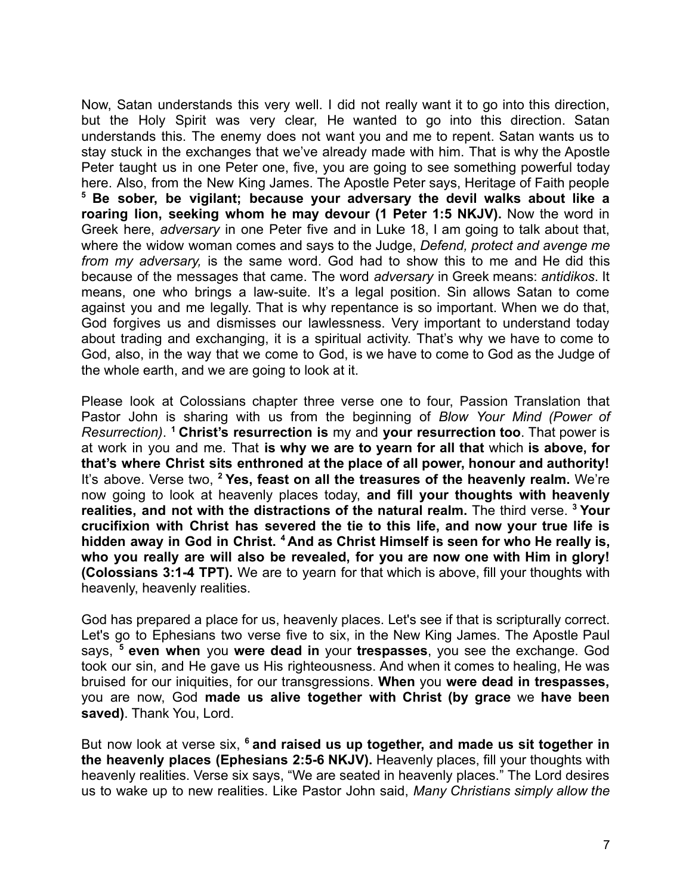Now, Satan understands this very well. I did not really want it to go into this direction, but the Holy Spirit was very clear, He wanted to go into this direction. Satan understands this. The enemy does not want you and me to repent. Satan wants us to stay stuck in the exchanges that we've already made with him. That is why the Apostle Peter taught us in one Peter one, five, you are going to see something powerful today here. Also, from the New King James. The Apostle Peter says, Heritage of Faith people [5] **Be sober, be vigilant; because your adversary the devil walks about like a roaring lion, seeking whom he may devour (1 Peter 1:5 NKJV).** Now the word in Greek here, *adversary* in one Peter five and in Luke 18, I am going to talk about that, where the widow woman comes and says to the Judge, *Defend, protect and avenge me from my adversary,* is the same word. God had to show this to me and He did this because of the messages that came. The word *adversary* in Greek means: *antidikos*. It means, one who brings a law-suite. It's a legal position. Sin allows Satan to come against you and me legally. That is why repentance is so important. When we do that, God forgives us and dismisses our lawlessness. Very important to understand today about trading and exchanging, it is a spiritual activity. That's why we have to come to God, also, in the way that we come to God, is we have to come to God as the Judge of the whole earth, and we are going to look at it.

Please look at Colossians chapter three verse one to four, Passion Translation that Pastor John is sharing with us from the beginning of *Blow Your Mind (Power of Resurrection)*. [1] **Christ's resurrection is** my and **your resurrection too**. That power is at work in you and me. That **is why we are to yearn for all that** which **is above, for that's where Christ sits enthroned at the place of all power, honour and authority!** It's above. Verse two, [2] **Yes, feast on all the treasures of the heavenly realm.** We're now going to look at heavenly places today, **and fill your thoughts with heavenly realities, and not with the distractions of the natural realm.** The third verse. [3] **Your crucifixion with Christ has severed the tie to this life, and now your true life is hidden away in God in Christ.** [4] **And as Christ Himself is seen for who He really is, who you really are will also be revealed, for you are now one with Him in glory! (Colossians 3:1-4 TPT).** We are to yearn for that which is above, fill your thoughts with heavenly, heavenly realities.

God has prepared a place for us, heavenly places. Let's see if that is scripturally correct. Let's go to Ephesians two verse five to six, in the New King James. The Apostle Paul says, [5] **even when** you **were dead in** your **trespasses**, you see the exchange. God took our sin, and He gave us His righteousness. And when it comes to healing, He was bruised for our iniquities, for our transgressions. **When** you **were dead in trespasses,** you are now, God **made us alive together with Christ (by grace** we **have been saved)**. Thank You, Lord.

But now look at verse six, [6] **and raised us up together, and made us sit together in the heavenly places (Ephesians 2:5-6 NKJV).** Heavenly places, fill your thoughts with heavenly realities. Verse six says, "We are seated in heavenly places." The Lord desires us to wake up to new realities. Like Pastor John said, *Many Christians simply allow the*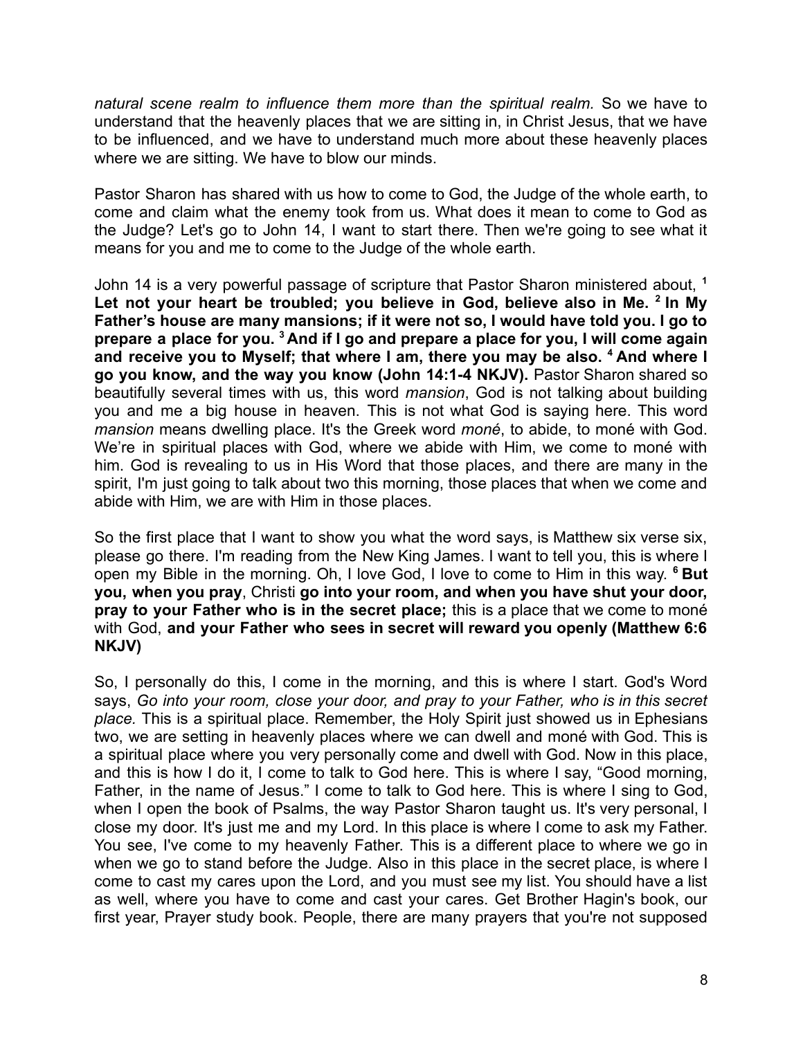*natural scene realm to influence them more than the spiritual realm.* So we have to understand that the heavenly places that we are sitting in, in Christ Jesus, that we have to be influenced, and we have to understand much more about these heavenly places where we are sitting. We have to blow our minds.

Pastor Sharon has shared with us how to come to God, the Judge of the whole earth, to come and claim what the enemy took from us. What does it mean to come to God as the Judge? Let's go to John 14, I want to start there. Then we're going to see what it means for you and me to come to the Judge of the whole earth.

John 14 is a very powerful passage of scripture that Pastor Sharon ministered about, [1] **Let not your heart be troubled; you believe in God, believe also in Me. [2] In My Father's house are many mansions; if it were not so, I would have told you. I go to prepare a place for you. [3] And if I go and prepare a place for you, I will come again and receive you to Myself; that where I am, there you may be also. [4] And where I go you know, and the way you know (John 14:1-4 NKJV).** Pastor Sharon shared so beautifully several times with us, this word *mansion*, God is not talking about building you and me a big house in heaven. This is not what God is saying here. This word *mansion* means dwelling place. It's the Greek word *moné*, to abide, to moné with God. We're in spiritual places with God, where we abide with Him, we come to moné with him. God is revealing to us in His Word that those places, and there are many in the spirit, I'm just going to talk about two this morning, those places that when we come and abide with Him, we are with Him in those places.

So the first place that I want to show you what the word says, is Matthew six verse six, please go there. I'm reading from the New King James. I want to tell you, this is where I open my Bible in the morning. Oh, I love God, I love to come to Him in this way. [6] **But you, when you pray**, Christi **go into your room, and when you have shut your door, pray to your Father who is in the secret place;** this is a place that we come to moné with God, **and your Father who sees in secret will reward you openly (Matthew 6:6 NKJV)**

So, I personally do this, I come in the morning, and this is where I start. God's Word says, *Go into your room, close your door, and pray to your Father, who is in this secret place.* This is a spiritual place. Remember, the Holy Spirit just showed us in Ephesians two, we are setting in heavenly places where we can dwell and moné with God. This is a spiritual place where you very personally come and dwell with God. Now in this place, and this is how I do it, I come to talk to God here. This is where I say, "Good morning, Father, in the name of Jesus." I come to talk to God here. This is where I sing to God, when I open the book of Psalms, the way Pastor Sharon taught us. It's very personal, I close my door. It's just me and my Lord. In this place is where I come to ask my Father. You see, I've come to my heavenly Father. This is a different place to where we go in when we go to stand before the Judge. Also in this place in the secret place, is where I come to cast my cares upon the Lord, and you must see my list. You should have a list as well, where you have to come and cast your cares. Get Brother Hagin's book, our first year, Prayer study book. People, there are many prayers that you're not supposed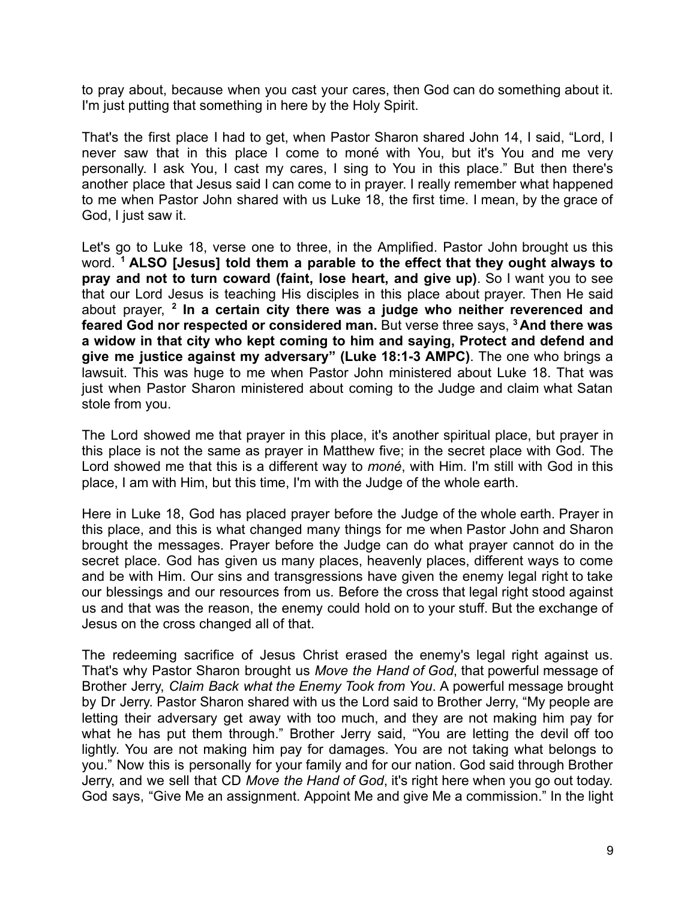to pray about, because when you cast your cares, then God can do something about it. I'm just putting that something in here by the Holy Spirit.

That's the first place I had to get, when Pastor Sharon shared John 14, I said, "Lord, I never saw that in this place I come to moné with You, but it's You and me very personally. I ask You, I cast my cares, I sing to You in this place." But then there's another place that Jesus said I can come to in prayer. I really remember what happened to me when Pastor John shared with us Luke 18, the first time. I mean, by the grace of God, I just saw it.

Let's go to Luke 18, verse one to three, in the Amplified. Pastor John brought us this word. [1] **ALSO [Jesus] told them a parable to the effect that they ought always to pray and not to turn coward (faint, lose heart, and give up)**. So I want you to see that our Lord Jesus is teaching His disciples in this place about prayer. Then He said about prayer, [2] **In a certain city there was a judge who neither reverenced and feared God nor respected or considered man.** But verse three says, [3] **And there was a widow in that city who kept coming to him and saying, Protect and defend and give me justice against my adversary" (Luke 18:1-3 AMPC)**. The one who brings a lawsuit. This was huge to me when Pastor John ministered about Luke 18. That was just when Pastor Sharon ministered about coming to the Judge and claim what Satan stole from you.

The Lord showed me that prayer in this place, it's another spiritual place, but prayer in this place is not the same as prayer in Matthew five; in the secret place with God. The Lord showed me that this is a different way to *moné*, with Him. I'm still with God in this place, I am with Him, but this time, I'm with the Judge of the whole earth.

Here in Luke 18, God has placed prayer before the Judge of the whole earth. Prayer in this place, and this is what changed many things for me when Pastor John and Sharon brought the messages. Prayer before the Judge can do what prayer cannot do in the secret place. God has given us many places, heavenly places, different ways to come and be with Him. Our sins and transgressions have given the enemy legal right to take our blessings and our resources from us. Before the cross that legal right stood against us and that was the reason, the enemy could hold on to your stuff. But the exchange of Jesus on the cross changed all of that.

The redeeming sacrifice of Jesus Christ erased the enemy's legal right against us. That's why Pastor Sharon brought us *Move the Hand of God*, that powerful message of Brother Jerry, *Claim Back what the Enemy Took from You*. A powerful message brought by Dr Jerry. Pastor Sharon shared with us the Lord said to Brother Jerry, "My people are letting their adversary get away with too much, and they are not making him pay for what he has put them through." Brother Jerry said, "You are letting the devil off too lightly. You are not making him pay for damages. You are not taking what belongs to you." Now this is personally for your family and for our nation. God said through Brother Jerry, and we sell that CD *Move the Hand of God*, it's right here when you go out today. God says, "Give Me an assignment. Appoint Me and give Me a commission." In the light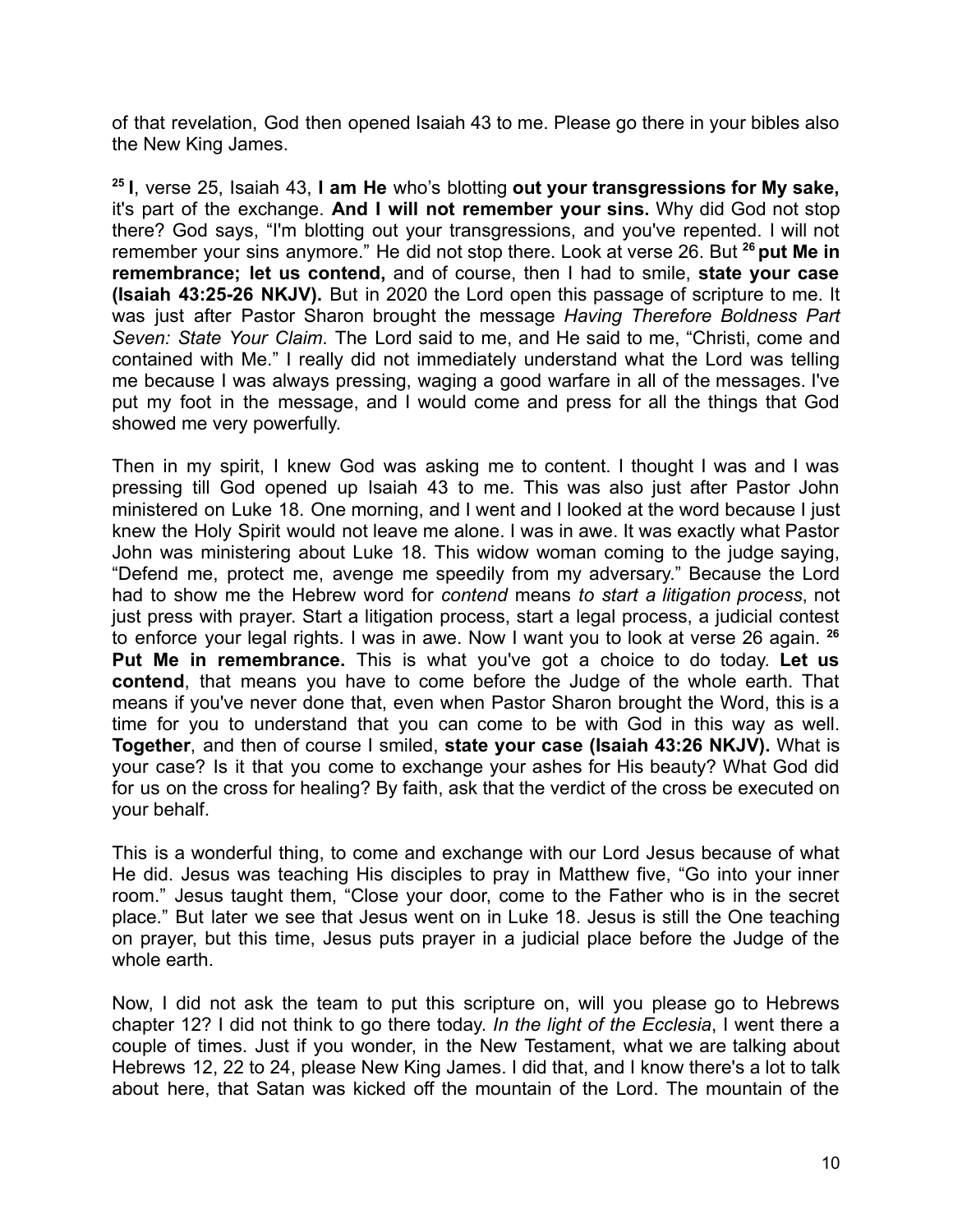of that revelation, God then opened Isaiah 43 to me. Please go there in your bibles also the New King James.

[25] **I**, verse 25, Isaiah 43, **I am He** who's blotting **out your transgressions for My sake,** it's part of the exchange. **And I will not remember your sins.** Why did God not stop there? God says, "I'm blotting out your transgressions, and you've repented. I will not remember your sins anymore." He did not stop there. Look at verse 26. But [26] **put Me in remembrance; let us contend,** and of course, then I had to smile, **state your case (Isaiah 43:25-26 NKJV).** But in 2020 the Lord open this passage of scripture to me. It was just after Pastor Sharon brought the message *Having Therefore Boldness Part Seven: State Your Claim*. The Lord said to me, and He said to me, "Christi, come and contained with Me." I really did not immediately understand what the Lord was telling me because I was always pressing, waging a good warfare in all of the messages. I've put my foot in the message, and I would come and press for all the things that God showed me very powerfully.

Then in my spirit, I knew God was asking me to content. I thought I was and I was pressing till God opened up Isaiah 43 to me. This was also just after Pastor John ministered on Luke 18. One morning, and I went and I looked at the word because I just knew the Holy Spirit would not leave me alone. I was in awe. It was exactly what Pastor John was ministering about Luke 18. This widow woman coming to the judge saying, "Defend me, protect me, avenge me speedily from my adversary." Because the Lord had to show me the Hebrew word for *contend* means *to start a litigation process*, not just press with prayer. Start a litigation process, start a legal process, a judicial contest to enforce your legal rights. I was in awe. Now I want you to look at verse 26 again. [26] **Put Me in remembrance.** This is what you've got a choice to do today. **Let us contend**, that means you have to come before the Judge of the whole earth. That means if you've never done that, even when Pastor Sharon brought the Word, this is a time for you to understand that you can come to be with God in this way as well. **Together**, and then of course I smiled, **state your case (Isaiah 43:26 NKJV).** What is your case? Is it that you come to exchange your ashes for His beauty? What God did for us on the cross for healing? By faith, ask that the verdict of the cross be executed on your behalf.

This is a wonderful thing, to come and exchange with our Lord Jesus because of what He did. Jesus was teaching His disciples to pray in Matthew five, "Go into your inner room." Jesus taught them, "Close your door, come to the Father who is in the secret place." But later we see that Jesus went on in Luke 18. Jesus is still the One teaching on prayer, but this time, Jesus puts prayer in a judicial place before the Judge of the whole earth.

Now, I did not ask the team to put this scripture on, will you please go to Hebrews chapter 12? I did not think to go there today. *In the light of the Ecclesia*, I went there a couple of times. Just if you wonder, in the New Testament, what we are talking about Hebrews 12, 22 to 24, please New King James. I did that, and I know there's a lot to talk about here, that Satan was kicked off the mountain of the Lord. The mountain of the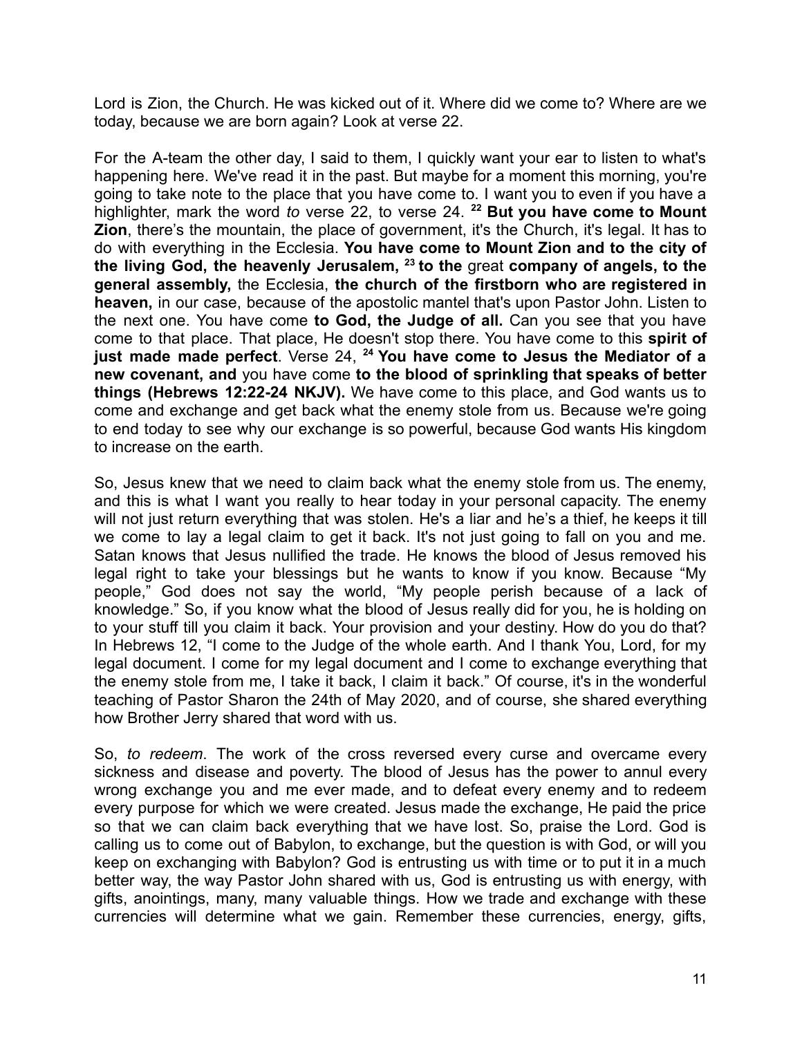Lord is Zion, the Church. He was kicked out of it. Where did we come to? Where are we today, because we are born again? Look at verse 22.

For the A-team the other day, I said to them, I quickly want your ear to listen to what's happening here. We've read it in the past. But maybe for a moment this morning, you're going to take note to the place that you have come to. I want you to even if you have a highlighter, mark the word *to* verse 22, to verse 24. [22] **But you have come to Mount Zion**, there's the mountain, the place of government, it's the Church, it's legal. It has to do with everything in the Ecclesia. **You have come to Mount Zion and to the city of the living God, the heavenly Jerusalem,** [23] **to the** great **company of angels, to the general assembly,** the Ecclesia, **the church of the firstborn who are registered in heaven,** in our case, because of the apostolic mantel that's upon Pastor John. Listen to the next one. You have come **to God, the Judge of all.** Can you see that you have come to that place. That place, He doesn't stop there. You have come to this **spirit of just made made perfect**. Verse 24, [24] **You have come to Jesus the Mediator of a new covenant, and** you have come **to the blood of sprinkling that speaks of better things (Hebrews 12:22-24 NKJV).** We have come to this place, and God wants us to come and exchange and get back what the enemy stole from us. Because we're going to end today to see why our exchange is so powerful, because God wants His kingdom to increase on the earth.

So, Jesus knew that we need to claim back what the enemy stole from us. The enemy, and this is what I want you really to hear today in your personal capacity. The enemy will not just return everything that was stolen. He's a liar and he's a thief, he keeps it till we come to lay a legal claim to get it back. It's not just going to fall on you and me. Satan knows that Jesus nullified the trade. He knows the blood of Jesus removed his legal right to take your blessings but he wants to know if you know. Because "My people," God does not say the world, "My people perish because of a lack of knowledge." So, if you know what the blood of Jesus really did for you, he is holding on to your stuff till you claim it back. Your provision and your destiny. How do you do that? In Hebrews 12, "I come to the Judge of the whole earth. And I thank You, Lord, for my legal document. I come for my legal document and I come to exchange everything that the enemy stole from me, I take it back, I claim it back." Of course, it's in the wonderful teaching of Pastor Sharon the 24th of May 2020, and of course, she shared everything how Brother Jerry shared that word with us.

So, *to redeem*. The work of the cross reversed every curse and overcame every sickness and disease and poverty. The blood of Jesus has the power to annul every wrong exchange you and me ever made, and to defeat every enemy and to redeem every purpose for which we were created. Jesus made the exchange, He paid the price so that we can claim back everything that we have lost. So, praise the Lord. God is calling us to come out of Babylon, to exchange, but the question is with God, or will you keep on exchanging with Babylon? God is entrusting us with time or to put it in a much better way, the way Pastor John shared with us, God is entrusting us with energy, with gifts, anointings, many, many valuable things. How we trade and exchange with these currencies will determine what we gain. Remember these currencies, energy, gifts,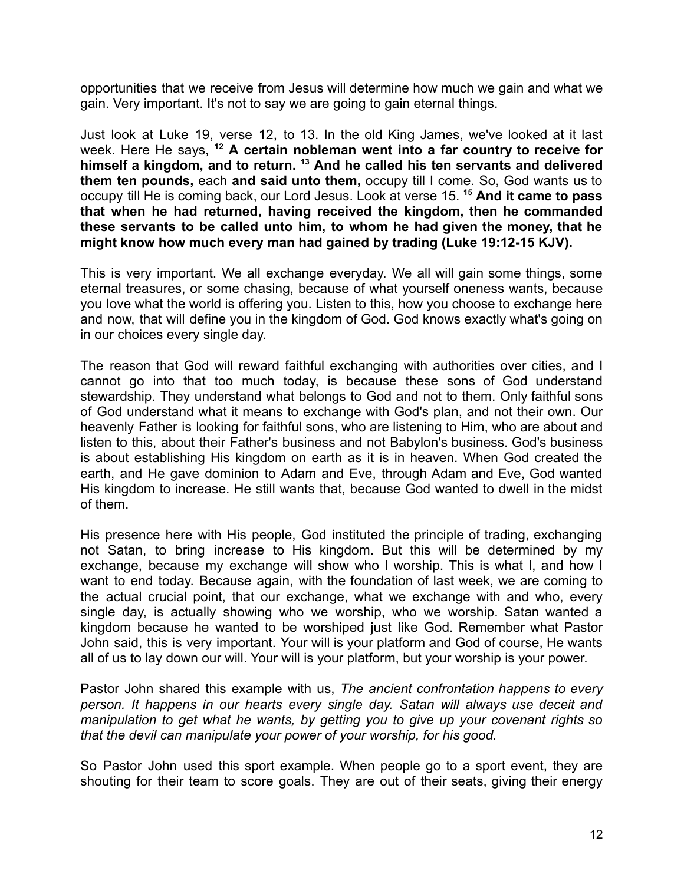opportunities that we receive from Jesus will determine how much we gain and what we gain. Very important. It's not to say we are going to gain eternal things.

Just look at Luke 19, verse 12, to 13. In the old King James, we've looked at it last week. Here He says, [12] **A certain nobleman went into a far country to receive for himself a kingdom, and to return.** [13] **And he called his ten servants and delivered them ten pounds,** each **and said unto them,** occupy till I come. So, God wants us to occupy till He is coming back, our Lord Jesus. Look at verse 15. [15] **And it came to pass that when he had returned, having received the kingdom, then he commanded these servants to be called unto him, to whom he had given the money, that he might know how much every man had gained by trading (Luke 19:12-15 KJV).**

This is very important. We all exchange everyday. We all will gain some things, some eternal treasures, or some chasing, because of what yourself oneness wants, because you love what the world is offering you. Listen to this, how you choose to exchange here and now, that will define you in the kingdom of God. God knows exactly what's going on in our choices every single day.

The reason that God will reward faithful exchanging with authorities over cities, and I cannot go into that too much today, is because these sons of God understand stewardship. They understand what belongs to God and not to them. Only faithful sons of God understand what it means to exchange with God's plan, and not their own. Our heavenly Father is looking for faithful sons, who are listening to Him, who are about and listen to this, about their Father's business and not Babylon's business. God's business is about establishing His kingdom on earth as it is in heaven. When God created the earth, and He gave dominion to Adam and Eve, through Adam and Eve, God wanted His kingdom to increase. He still wants that, because God wanted to dwell in the midst of them.

His presence here with His people, God instituted the principle of trading, exchanging not Satan, to bring increase to His kingdom. But this will be determined by my exchange, because my exchange will show who I worship. This is what I, and how I want to end today. Because again, with the foundation of last week, we are coming to the actual crucial point, that our exchange, what we exchange with and who, every single day, is actually showing who we worship, who we worship. Satan wanted a kingdom because he wanted to be worshiped just like God. Remember what Pastor John said, this is very important. Your will is your platform and God of course, He wants all of us to lay down our will. Your will is your platform, but your worship is your power.

Pastor John shared this example with us, *The ancient confrontation happens to every person. It happens in our hearts every single day. Satan will always use deceit and manipulation to get what he wants, by getting you to give up your covenant rights so that the devil can manipulate your power of your worship, for his good.*

So Pastor John used this sport example. When people go to a sport event, they are shouting for their team to score goals. They are out of their seats, giving their energy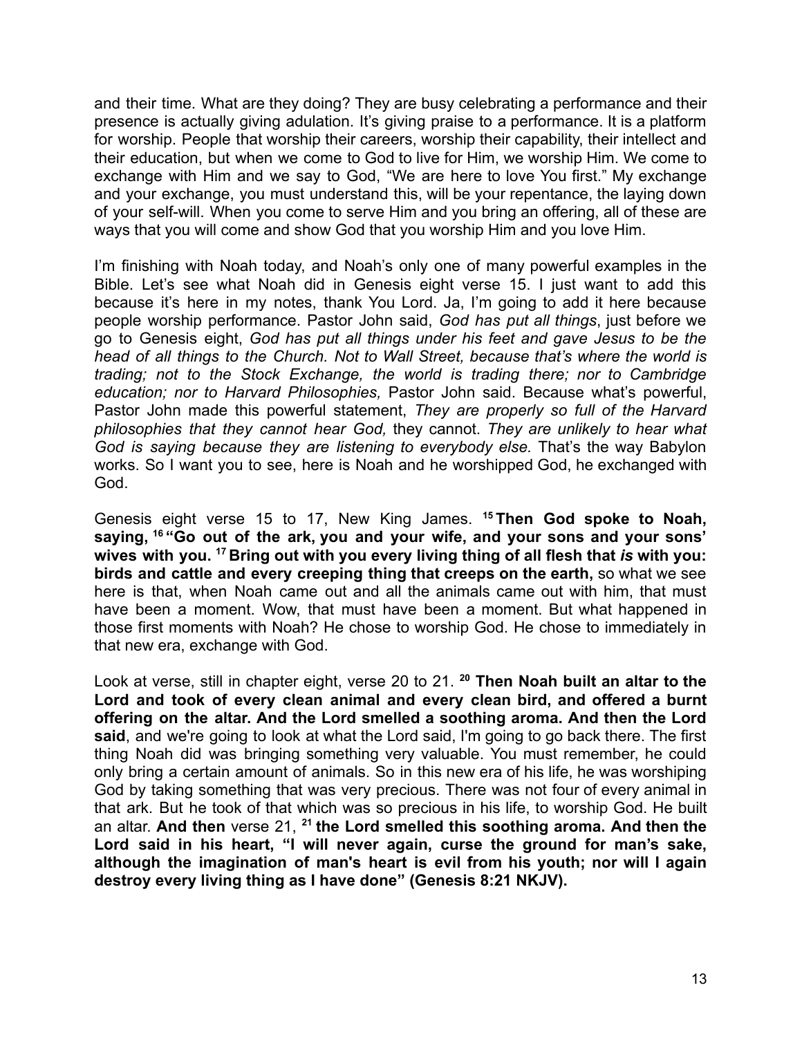and their time. What are they doing? They are busy celebrating a performance and their presence is actually giving adulation. It's giving praise to a performance. It is a platform for worship. People that worship their careers, worship their capability, their intellect and their education, but when we come to God to live for Him, we worship Him. We come to exchange with Him and we say to God, "We are here to love You first." My exchange and your exchange, you must understand this, will be your repentance, the laying down of your self-will. When you come to serve Him and you bring an offering, all of these are ways that you will come and show God that you worship Him and you love Him.

I'm finishing with Noah today, and Noah's only one of many powerful examples in the Bible. Let's see what Noah did in Genesis eight verse 15. I just want to add this because it's here in my notes, thank You Lord. Ja, I'm going to add it here because people worship performance. Pastor John said, *God has put all things*, just before we go to Genesis eight, *God has put all things under his feet and gave Jesus to be the head of all things to the Church. Not to Wall Street, because that's where the world is trading; not to the Stock Exchange, the world is trading there; nor to Cambridge education; nor to Harvard Philosophies,* Pastor John said. Because what's powerful, Pastor John made this powerful statement, *They are properly so full of the Harvard philosophies that they cannot hear God,* they cannot. *They are unlikely to hear what God is saying because they are listening to everybody else.* That's the way Babylon works. So I want you to see, here is Noah and he worshipped God, he exchanged with God.

Genesis eight verse 15 to 17, New King James. [15] **Then God spoke to Noah, saying, [16] "Go out of the ark, you and your wife, and your sons and your sons' wives with you. [17] Bring out with you every living thing of all flesh that *is* with you: birds and cattle and every creeping thing that creeps on the earth,** so what we see here is that, when Noah came out and all the animals came out with him, that must have been a moment. Wow, that must have been a moment. But what happened in those first moments with Noah? He chose to worship God. He chose to immediately in that new era, exchange with God.

Look at verse, still in chapter eight, verse 20 to 21. [20] **Then Noah built an altar to the Lord and took of every clean animal and every clean bird, and offered a burnt offering on the altar. And the Lord smelled a soothing aroma. And then the Lord said**, and we're going to look at what the Lord said, I'm going to go back there. The first thing Noah did was bringing something very valuable. You must remember, he could only bring a certain amount of animals. So in this new era of his life, he was worshiping God by taking something that was very precious. There was not four of every animal in that ark. But he took of that which was so precious in his life, to worship God. He built an altar. **And then** verse 21, [21] **the Lord smelled this soothing aroma. And then the Lord said in his heart, "I will never again, curse the ground for man's sake, although the imagination of man's heart is evil from his youth; nor will I again destroy every living thing as I have done" (Genesis 8:21 NKJV).**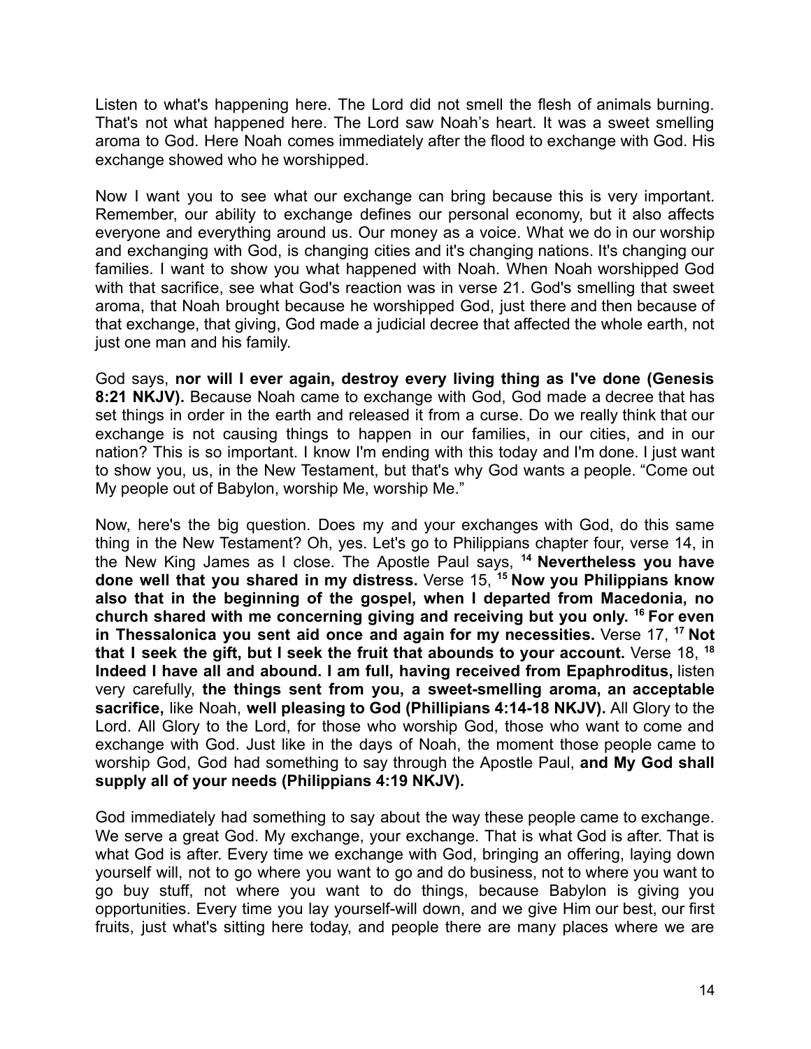Listen to what's happening here. The Lord did not smell the flesh of animals burning. That's not what happened here. The Lord saw Noah's heart. It was a sweet smelling aroma to God. Here Noah comes immediately after the flood to exchange with God. His exchange showed who he worshipped.

Now I want you to see what our exchange can bring because this is very important. Remember, our ability to exchange defines our personal economy, but it also affects everyone and everything around us. Our money as a voice. What we do in our worship and exchanging with God, is changing cities and it's changing nations. It's changing our families. I want to show you what happened with Noah. When Noah worshipped God with that sacrifice, see what God's reaction was in verse 21. God's smelling that sweet aroma, that Noah brought because he worshipped God, just there and then because of that exchange, that giving, God made a judicial decree that affected the whole earth, not just one man and his family.

God says, **nor will I ever again, destroy every living thing as I've done (Genesis 8:21 NKJV).** Because Noah came to exchange with God, God made a decree that has set things in order in the earth and released it from a curse. Do we really think that our exchange is not causing things to happen in our families, in our cities, and in our nation? This is so important. I know I'm ending with this today and I'm done. I just want to show you, us, in the New Testament, but that's why God wants a people. "Come out My people out of Babylon, worship Me, worship Me."

Now, here's the big question. Does my and your exchanges with God, do this same thing in the New Testament? Oh, yes. Let's go to Philippians chapter four, verse 14, in the New King James as I close. The Apostle Paul says, **[14] Nevertheless you have done well that you shared in my distress.** Verse 15, **[15] Now you Philippians know also that in the beginning of the gospel, when I departed from Macedonia, no church shared with me concerning giving and receiving but you only. [16] For even in Thessalonica you sent aid once and again for my necessities.** Verse 17, **[17] Not that I seek the gift, but I seek the fruit that abounds to your account.** Verse 18, **[18] Indeed I have all and abound. I am full, having received from Epaphroditus,** listen very carefully, **the things sent from you, a sweet-smelling aroma, an acceptable sacrifice,** like Noah, **well pleasing to God (Phillipians 4:14-18 NKJV).** All Glory to the Lord. All Glory to the Lord, for those who worship God, those who want to come and exchange with God. Just like in the days of Noah, the moment those people came to worship God, God had something to say through the Apostle Paul, **and My God shall supply all of your needs (Philippians 4:19 NKJV).**

God immediately had something to say about the way these people came to exchange. We serve a great God. My exchange, your exchange. That is what God is after. That is what God is after. Every time we exchange with God, bringing an offering, laying down yourself will, not to go where you want to go and do business, not to where you want to go buy stuff, not where you want to do things, because Babylon is giving you opportunities. Every time you lay yourself-will down, and we give Him our best, our first fruits, just what's sitting here today, and people there are many places where we are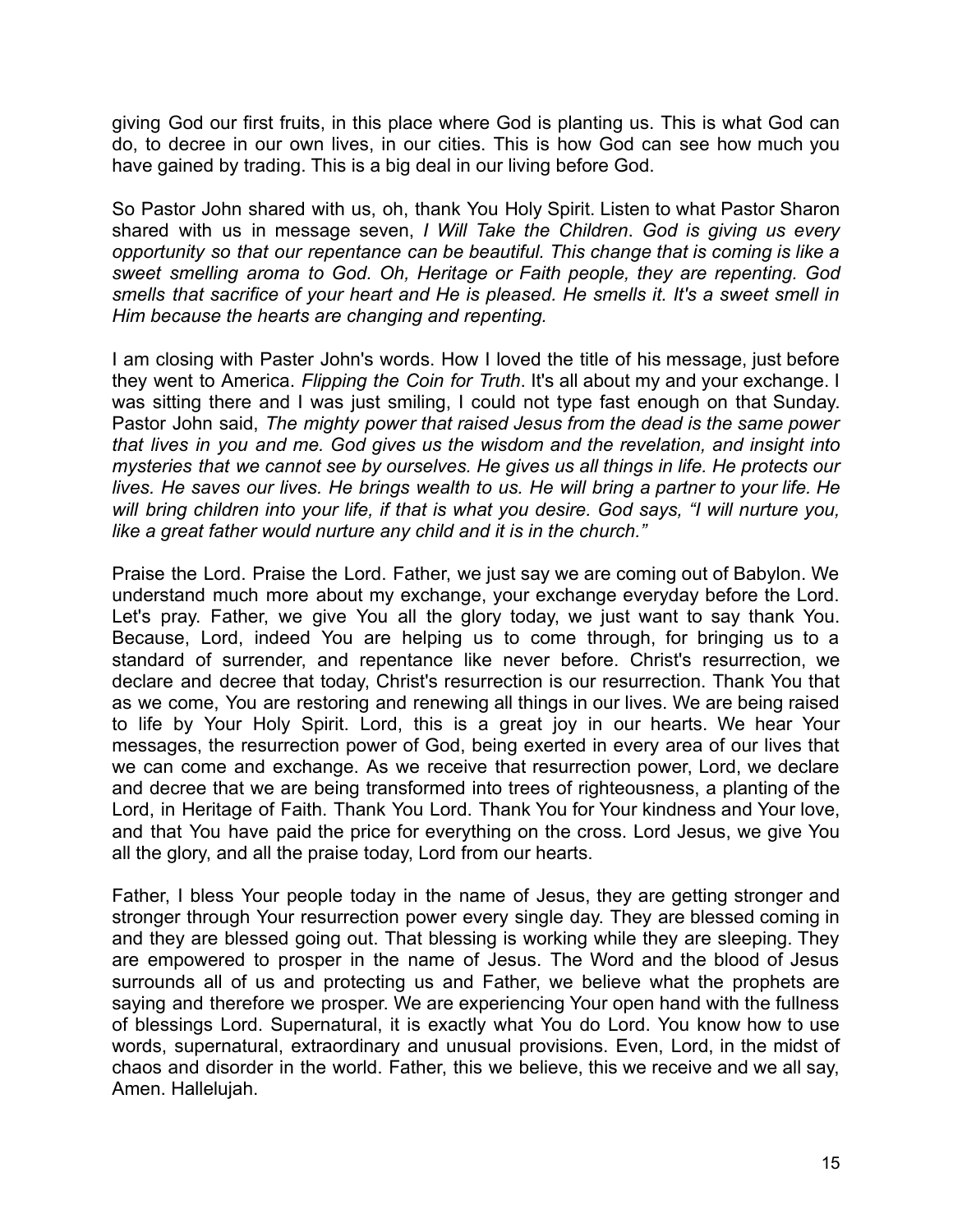giving God our first fruits, in this place where God is planting us. This is what God can do, to decree in our own lives, in our cities. This is how God can see how much you have gained by trading. This is a big deal in our living before God.

So Pastor John shared with us, oh, thank You Holy Spirit. Listen to what Pastor Sharon shared with us in message seven, *I Will Take the Children*. *God is giving us every opportunity so that our repentance can be beautiful. This change that is coming is like a sweet smelling aroma to God. Oh, Heritage or Faith people, they are repenting. God smells that sacrifice of your heart and He is pleased. He smells it. It's a sweet smell in Him because the hearts are changing and repenting.*

I am closing with Paster John's words. How I loved the title of his message, just before they went to America. *Flipping the Coin for Truth*. It's all about my and your exchange. I was sitting there and I was just smiling, I could not type fast enough on that Sunday. Pastor John said, *The mighty power that raised Jesus from the dead is the same power that lives in you and me. God gives us the wisdom and the revelation, and insight into mysteries that we cannot see by ourselves. He gives us all things in life. He protects our lives. He saves our lives. He brings wealth to us. He will bring a partner to your life. He will bring children into your life, if that is what you desire. God says, "I will nurture you, like a great father would nurture any child and it is in the church."*

Praise the Lord. Praise the Lord. Father, we just say we are coming out of Babylon. We understand much more about my exchange, your exchange everyday before the Lord. Let's pray. Father, we give You all the glory today, we just want to say thank You. Because, Lord, indeed You are helping us to come through, for bringing us to a standard of surrender, and repentance like never before. Christ's resurrection, we declare and decree that today, Christ's resurrection is our resurrection. Thank You that as we come, You are restoring and renewing all things in our lives. We are being raised to life by Your Holy Spirit. Lord, this is a great joy in our hearts. We hear Your messages, the resurrection power of God, being exerted in every area of our lives that we can come and exchange. As we receive that resurrection power, Lord, we declare and decree that we are being transformed into trees of righteousness, a planting of the Lord, in Heritage of Faith. Thank You Lord. Thank You for Your kindness and Your love, and that You have paid the price for everything on the cross. Lord Jesus, we give You all the glory, and all the praise today, Lord from our hearts.

Father, I bless Your people today in the name of Jesus, they are getting stronger and stronger through Your resurrection power every single day. They are blessed coming in and they are blessed going out. That blessing is working while they are sleeping. They are empowered to prosper in the name of Jesus. The Word and the blood of Jesus surrounds all of us and protecting us and Father, we believe what the prophets are saying and therefore we prosper. We are experiencing Your open hand with the fullness of blessings Lord. Supernatural, it is exactly what You do Lord. You know how to use words, supernatural, extraordinary and unusual provisions. Even, Lord, in the midst of chaos and disorder in the world. Father, this we believe, this we receive and we all say, Amen. Hallelujah.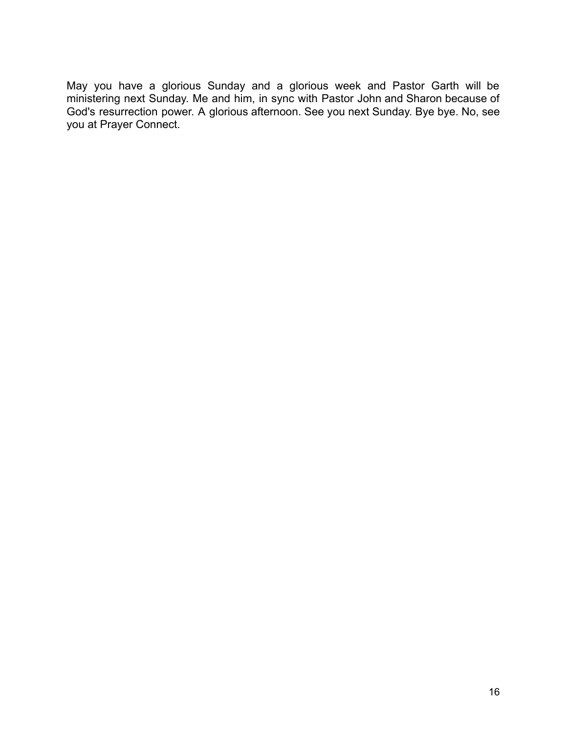May you have a glorious Sunday and a glorious week and Pastor Garth will be ministering next Sunday. Me and him, in sync with Pastor John and Sharon because of God's resurrection power. A glorious afternoon. See you next Sunday. Bye bye. No, see you at Prayer Connect.